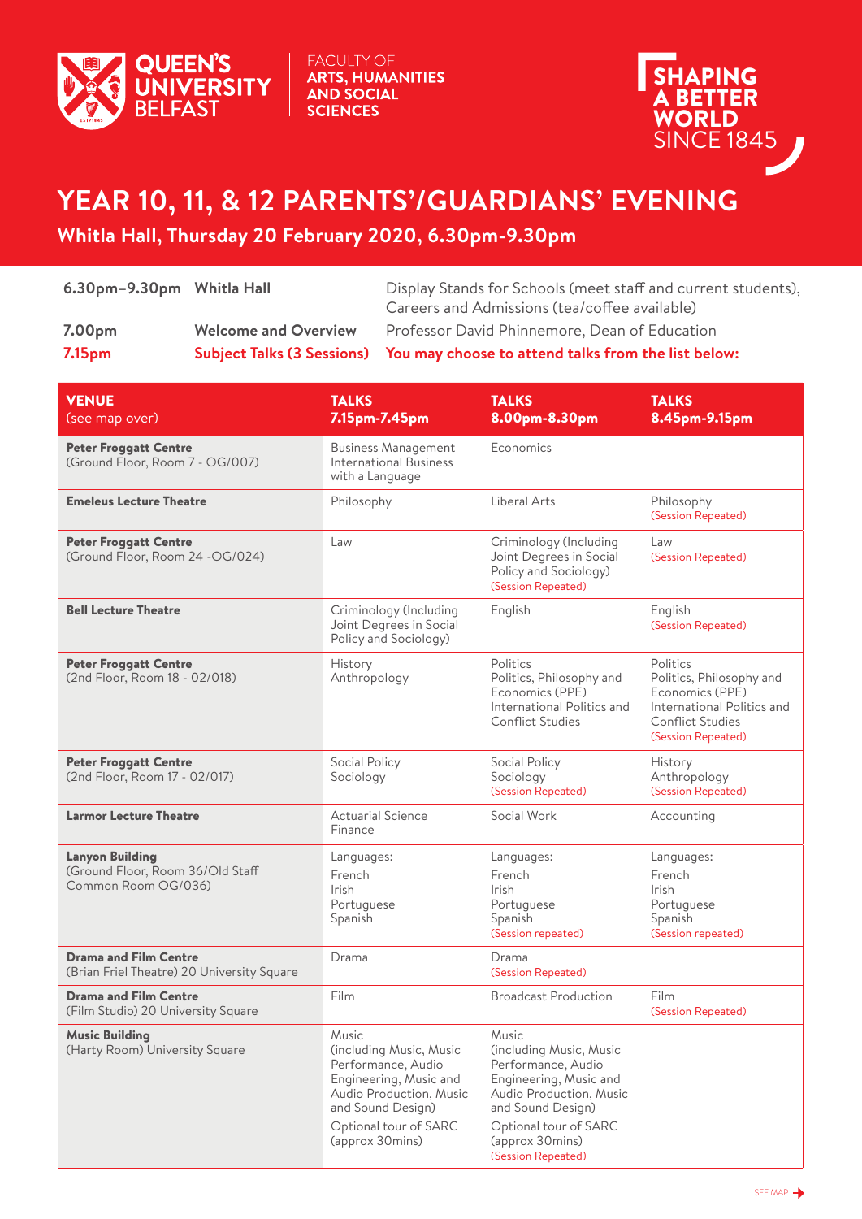QUEEN'S UNIVERSITY BELFAST

FACULTY OF ARTS, HUMANITIES AND SOCIAL SCIENCES

SHAPING A BETTER WORLD SINCE 1845

# YEAR 10, 11, & 12 PARENTS'/GUARDIANS' EVENING

## Whitla Hall, Thursday 20 February 2020, 6.30pm-9.30pm

| | | |
|---|---|---|
| **6.30pm–9.30pm** | **Whitla Hall** | Display Stands for Schools (meet staff and current students), Careers and Admissions (tea/coffee available) |
| **7.00pm** | **Welcome and Overview** | Professor David Phinnemore, Dean of Education |
| **7.15pm** | **Subject Talks (3 Sessions)** | **You may choose to attend talks from the list below:** |

| **VENUE** (see map over) | **TALKS 7.15pm-7.45pm** | **TALKS 8.00pm-8.30pm** | **TALKS 8.45pm-9.15pm** |
|---|---|---|---|
| **Peter Froggatt Centre** (Ground Floor, Room 7 - OG/007) | Business Management<br>International Business with a Language | Economics | |
| **Emeleus Lecture Theatre** | Philosophy | Liberal Arts | Philosophy (Session Repeated) |
| **Peter Froggatt Centre** (Ground Floor, Room 24 -OG/024) | Law | Criminology (Including Joint Degrees in Social Policy and Sociology) (Session Repeated) | Law (Session Repeated) |
| **Bell Lecture Theatre** | Criminology (Including Joint Degrees in Social Policy and Sociology) | English | English (Session Repeated) |
| **Peter Froggatt Centre** (2nd Floor, Room 18 - 02/018) | History<br>Anthropology | Politics<br>Politics, Philosophy and Economics (PPE)<br>International Politics and Conflict Studies | Politics<br>Politics, Philosophy and Economics (PPE)<br>International Politics and Conflict Studies<br>(Session Repeated) |
| **Peter Froggatt Centre** (2nd Floor, Room 17 - 02/017) | Social Policy<br>Sociology | Social Policy<br>Sociology<br>(Session Repeated) | History<br>Anthropology<br>(Session Repeated) |
| **Larmor Lecture Theatre** | Actuarial Science<br>Finance | Social Work | Accounting |
| **Lanyon Building** (Ground Floor, Room 36/Old Staff Common Room OG/036) | Languages:<br>French<br>Irish<br>Portuguese<br>Spanish | Languages:<br>French<br>Irish<br>Portuguese<br>Spanish<br>(Session repeated) | Languages:<br>French<br>Irish<br>Portuguese<br>Spanish<br>(Session repeated) |
| **Drama and Film Centre** (Brian Friel Theatre) 20 University Square | Drama | Drama (Session Repeated) | |
| **Drama and Film Centre** (Film Studio) 20 University Square | Film | Broadcast Production | Film (Session Repeated) |
| **Music Building** (Harty Room) University Square | Music (including Music, Music Performance, Audio Engineering, Music and Audio Production, Music and Sound Design)<br>Optional tour of SARC (approx 30mins) | Music (including Music, Music Performance, Audio Engineering, Music and Audio Production, Music and Sound Design)<br>Optional tour of SARC (approx 30mins)<br>(Session Repeated) | |

SEE MAP →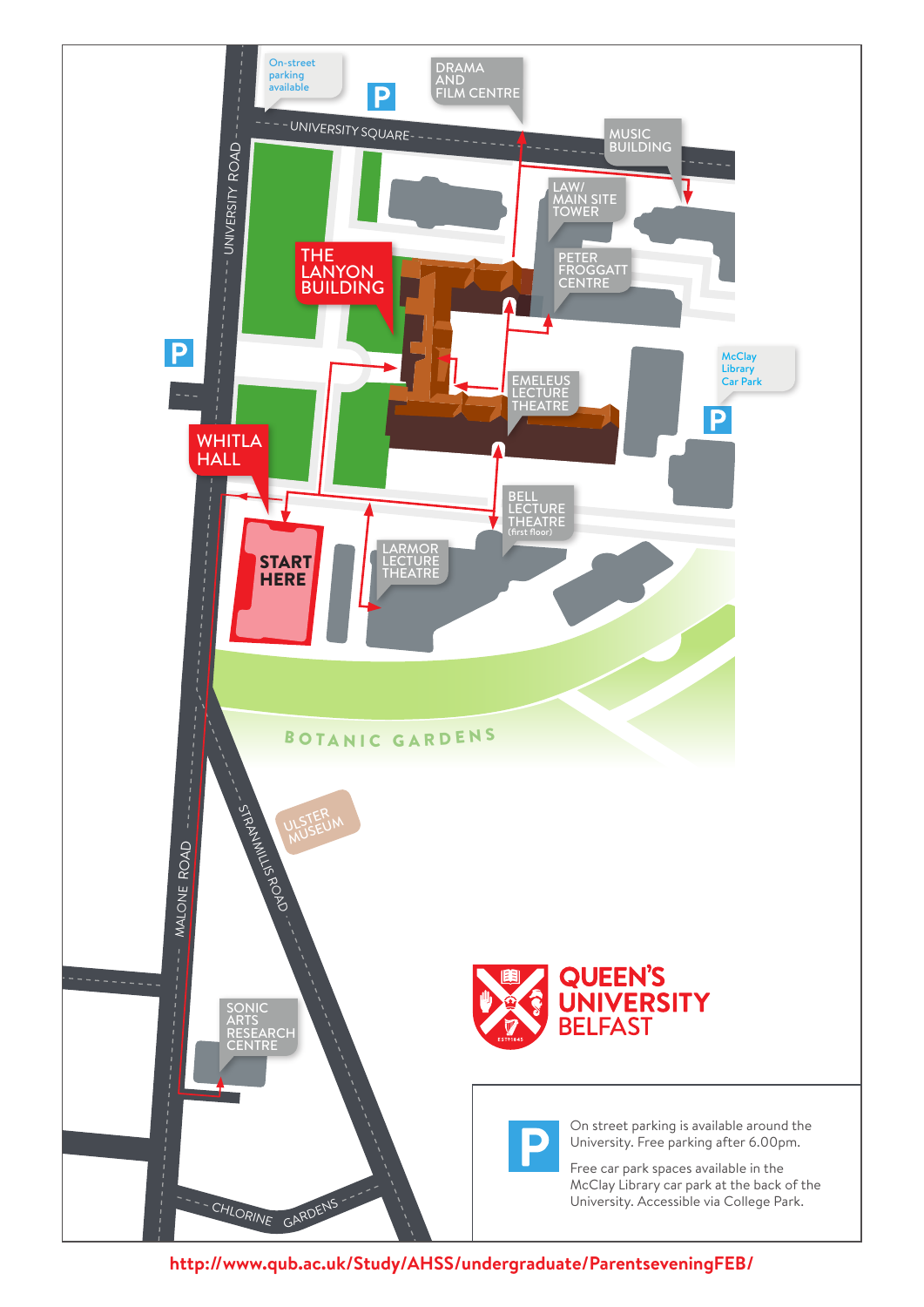On-street parking available

DRAMA AND FILM CENTRE

UNIVERSITY SQUARE

MUSIC BUILDING

LAW/ MAIN SITE TOWER

UNIVERSITY ROAD

THE LANYON BUILDING

PETER FROGGATT CENTRE

McClay Library Car Park

EMELEUS LECTURE THEATRE

WHITLA HALL

BELL LECTURE THEATRE (first floor)

START HERE

LARMOR LECTURE THEATRE

BOTANIC GARDENS

ULSTER MUSEUM

STRANMILLIS ROAD

MALONE ROAD

QUEEN'S UNIVERSITY BELFAST

SONIC ARTS RESEARCH CENTRE

CHLORINE GARDENS

On street parking is available around the University. Free parking after 6.00pm.

Free car park spaces available in the McClay Library car park at the back of the University. Accessible via College Park.

http://www.qub.ac.uk/Study/AHSS/undergraduate/ParentseveningFEB/